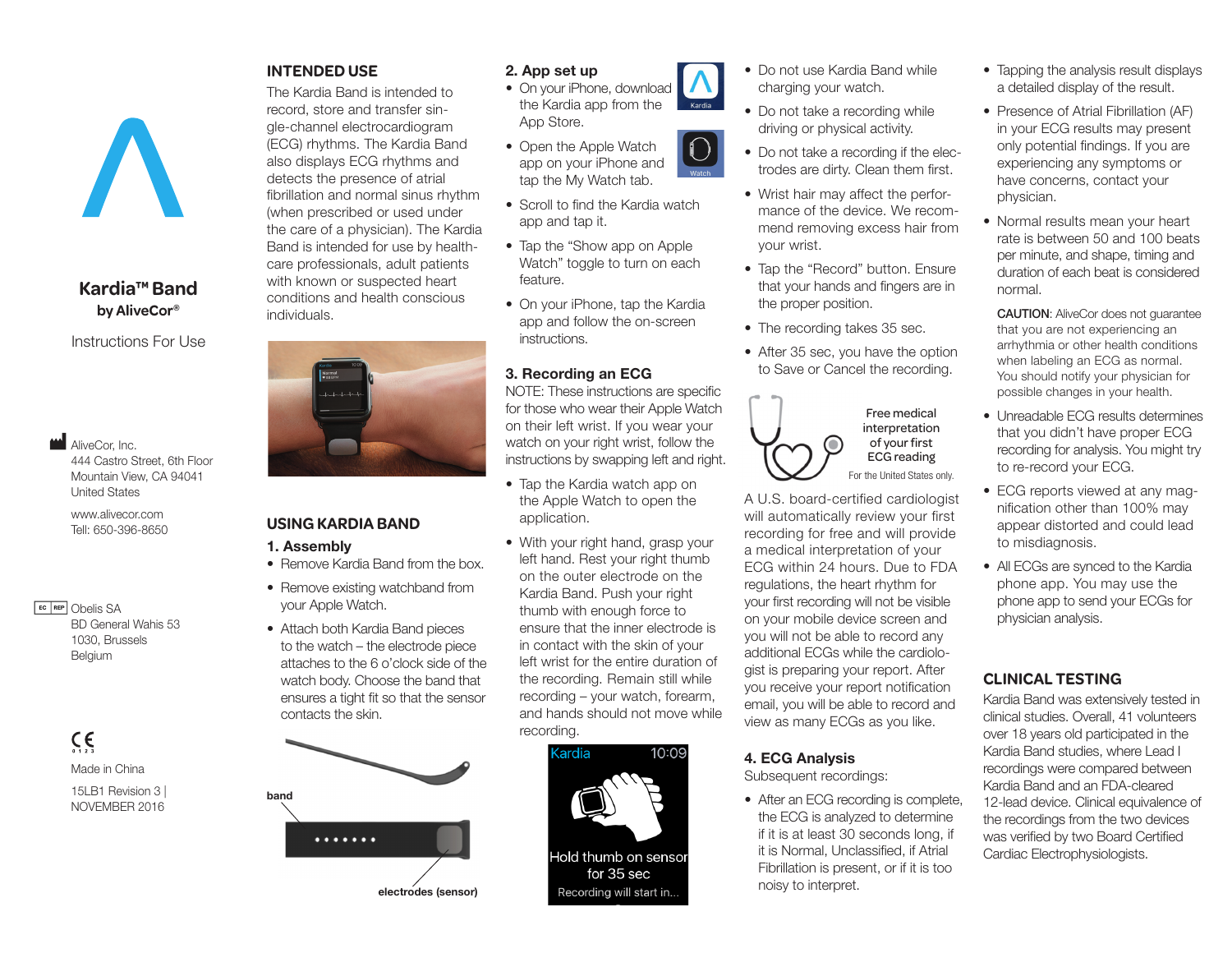# Kardia™ Band

by AliveCor®

Instructions For Use

AliveCor, Inc.
444 Castro Street, 6th Floor
Mountain View, CA 94041
United States

www.alivecor.com
Tell: 650-396-8650

EC REP Obelis SA
BD General Wahis 53
1030, Brussels
Belgium

CE 0123

Made in China

15LB1 Revision 3 | NOVEMBER 2016

## INTENDED USE

The Kardia Band is intended to record, store and transfer single-channel electrocardiogram (ECG) rhythms. The Kardia Band also displays ECG rhythms and detects the presence of atrial fibrillation and normal sinus rhythm (when prescribed or used under the care of a physician). The Kardia Band is intended for use by healthcare professionals, adult patients with known or suspected heart conditions and health conscious individuals.

## USING KARDIA BAND

### 1. Assembly

- Remove Kardia Band from the box.
- Remove existing watchband from your Apple Watch.
- Attach both Kardia Band pieces to the watch – the electrode piece attaches to the 6 o'clock side of the watch body. Choose the band that ensures a tight fit so that the sensor contacts the skin.

band

electrodes (sensor)

### 2. App set up

- On your iPhone, download the Kardia app from the App Store.
- Open the Apple Watch app on your iPhone and tap the My Watch tab.
- Scroll to find the Kardia watch app and tap it.
- Tap the "Show app on Apple Watch" toggle to turn on each feature.
- On your iPhone, tap the Kardia app and follow the on-screen instructions.

### 3. Recording an ECG

NOTE: These instructions are specific for those who wear their Apple Watch on their left wrist. If you wear your watch on your right wrist, follow the instructions by swapping left and right.

- Tap the Kardia watch app on the Apple Watch to open the application.
- With your right hand, grasp your left hand. Rest your right thumb on the outer electrode on the Kardia Band. Push your right thumb with enough force to ensure that the inner electrode is in contact with the skin of your left wrist for the entire duration of the recording. Remain still while recording – your watch, forearm, and hands should not move while recording.

Kardia 10:09
Hold thumb on sensor for 35 sec
Recording will start in...

- Do not use Kardia Band while charging your watch.
- Do not take a recording while driving or physical activity.
- Do not take a recording if the electrodes are dirty. Clean them first.
- Wrist hair may affect the performance of the device. We recommend removing excess hair from your wrist.
- Tap the "Record" button. Ensure that your hands and fingers are in the proper position.
- The recording takes 35 sec.
- After 35 sec, you have the option to Save or Cancel the recording.

Free medical interpretation of your first ECG reading
For the United States only.

A U.S. board-certified cardiologist will automatically review your first recording for free and will provide a medical interpretation of your ECG within 24 hours. Due to FDA regulations, the heart rhythm for your first recording will not be visible on your mobile device screen and you will not be able to record any additional ECGs while the cardiologist is preparing your report. After you receive your report notification email, you will be able to record and view as many ECGs as you like.

### 4. ECG Analysis

Subsequent recordings:

- After an ECG recording is complete, the ECG is analyzed to determine if it is at least 30 seconds long, if it is Normal, Unclassified, if Atrial Fibrillation is present, or if it is too noisy to interpret.
- Tapping the analysis result displays a detailed display of the result.
- Presence of Atrial Fibrillation (AF) in your ECG results may present only potential findings. If you are experiencing any symptoms or have concerns, contact your physician.
- Normal results mean your heart rate is between 50 and 100 beats per minute, and shape, timing and duration of each beat is considered normal.

**CAUTION**: AliveCor does not guarantee that you are not experiencing an arrhythmia or other health conditions when labeling an ECG as normal. You should notify your physician for possible changes in your health.

- Unreadable ECG results determines that you didn't have proper ECG recording for analysis. You might try to re-record your ECG.
- ECG reports viewed at any magnification other than 100% may appear distorted and could lead to misdiagnosis.
- All ECGs are synced to the Kardia phone app. You may use the phone app to send your ECGs for physician analysis.

## CLINICAL TESTING

Kardia Band was extensively tested in clinical studies. Overall, 41 volunteers over 18 years old participated in the Kardia Band studies, where Lead I recordings were compared between Kardia Band and an FDA-cleared 12-lead device. Clinical equivalence of the recordings from the two devices was verified by two Board Certified Cardiac Electrophysiologists.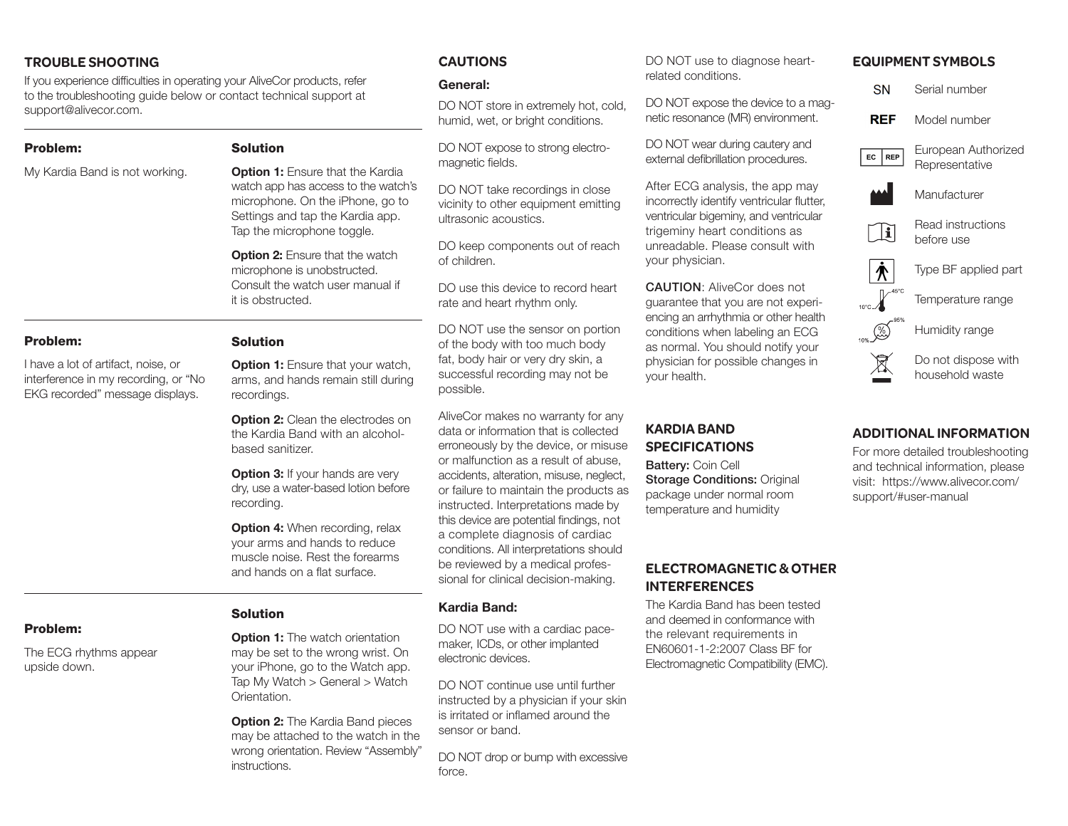## TROUBLE SHOOTING

If you experience difficulties in operating your AliveCor products, refer to the troubleshooting guide below or contact technical support at support@alivecor.com.

| Problem: | Solution |
|---|---|
| My Kardia Band is not working. | **Option 1:** Ensure that the Kardia watch app has access to the watch's microphone. On the iPhone, go to Settings and tap the Kardia app. Tap the microphone toggle.<br><br>**Option 2:** Ensure that the watch microphone is unobstructed. Consult the watch user manual if it is obstructed. |
| **Problem:**<br><br>I have a lot of artifact, noise, or interference in my recording, or "No EKG recorded" message displays. | **Solution**<br><br>**Option 1:** Ensure that your watch, arms, and hands remain still during recordings.<br><br>**Option 2:** Clean the electrodes on the Kardia Band with an alcohol-based sanitizer.<br><br>**Option 3:** If your hands are very dry, use a water-based lotion before recording.<br><br>**Option 4:** When recording, relax your arms and hands to reduce muscle noise. Rest the forearms and hands on a flat surface. |
| **Problem:**<br><br>The ECG rhythms appear upside down. | **Solution**<br><br>**Option 1:** The watch orientation may be set to the wrong wrist. On your iPhone, go to the Watch app. Tap My Watch > General > Watch Orientation.<br><br>**Option 2:** The Kardia Band pieces may be attached to the watch in the wrong orientation. Review "Assembly" instructions. |

## CAUTIONS

### General:

DO NOT store in extremely hot, cold, humid, wet, or bright conditions.

DO NOT expose to strong electromagnetic fields.

DO NOT take recordings in close vicinity to other equipment emitting ultrasonic acoustics.

DO keep components out of reach of children.

DO use this device to record heart rate and heart rhythm only.

DO NOT use the sensor on portion of the body with too much body fat, body hair or very dry skin, a successful recording may not be possible.

AliveCor makes no warranty for any data or information that is collected erroneously by the device, or misuse or malfunction as a result of abuse, accidents, alteration, misuse, neglect, or failure to maintain the products as instructed. Interpretations made by this device are potential findings, not a complete diagnosis of cardiac conditions. All interpretations should be reviewed by a medical professional for clinical decision-making.

### Kardia Band:

DO NOT use with a cardiac pacemaker, ICDs, or other implanted electronic devices.

DO NOT continue use until further instructed by a physician if your skin is irritated or inflamed around the sensor or band.

DO NOT drop or bump with excessive force.

DO NOT use to diagnose heart-related conditions.

DO NOT expose the device to a magnetic resonance (MR) environment.

DO NOT wear during cautery and external defibrillation procedures.

After ECG analysis, the app may incorrectly identify ventricular flutter, ventricular bigeminy, and ventricular trigeminy heart conditions as unreadable. Please consult with your physician.

**CAUTION**: AliveCor does not guarantee that you are not experiencing an arrhythmia or other health conditions when labeling an ECG as normal. You should notify your physician for possible changes in your health.

## KARDIA BAND SPECIFICATIONS

**Battery:** Coin Cell
**Storage Conditions:** Original package under normal room temperature and humidity

## ELECTROMAGNETIC & OTHER INTERFERENCES

The Kardia Band has been tested and deemed in conformance with the relevant requirements in EN60601-1-2:2007 Class BF for Electromagnetic Compatibility (EMC).

## EQUIPMENT SYMBOLS

| | |
|---|---|
| SN | Serial number |
| REF | Model number |
| EC REP | European Authorized Representative |
| | Manufacturer |
| | Read instructions before use |
| | Type BF applied part |
| 10°C – 45°C | Temperature range |
| 10% – 95% | Humidity range |
| | Do not dispose with household waste |

## ADDITIONAL INFORMATION

For more detailed troubleshooting and technical information, please visit: https://www.alivecor.com/support/#user-manual